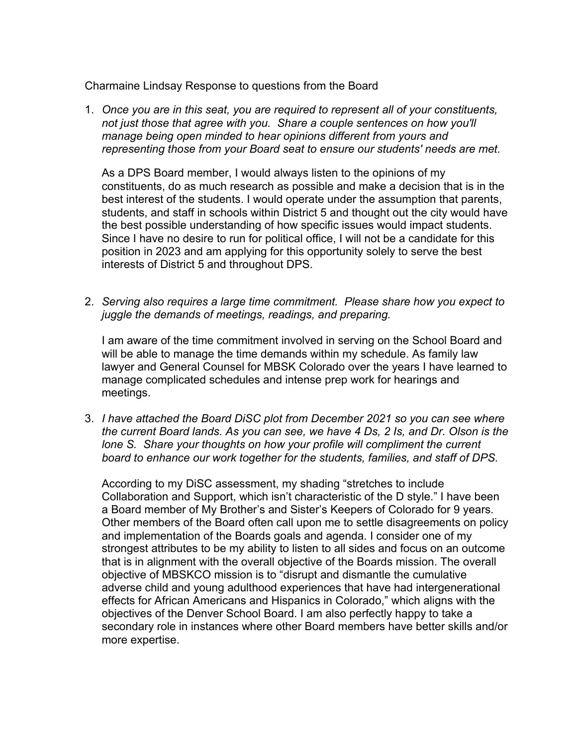Charmaine Lindsay Response to questions from the Board

1. *Once you are in this seat, you are required to represent all of your constituents, not just those that agree with you. Share a couple sentences on how you'll manage being open minded to hear opinions different from yours and representing those from your Board seat to ensure our students' needs are met.*

   As a DPS Board member, I would always listen to the opinions of my constituents, do as much research as possible and make a decision that is in the best interest of the students. I would operate under the assumption that parents, students, and staff in schools within District 5 and thought out the city would have the best possible understanding of how specific issues would impact students. Since I have no desire to run for political office, I will not be a candidate for this position in 2023 and am applying for this opportunity solely to serve the best interests of District 5 and throughout DPS.

2. *Serving also requires a large time commitment. Please share how you expect to juggle the demands of meetings, readings, and preparing.*

   I am aware of the time commitment involved in serving on the School Board and will be able to manage the time demands within my schedule. As family law lawyer and General Counsel for MBSK Colorado over the years I have learned to manage complicated schedules and intense prep work for hearings and meetings.

3. *I have attached the Board DiSC plot from December 2021 so you can see where the current Board lands. As you can see, we have 4 Ds, 2 Is, and Dr. Olson is the lone S. Share your thoughts on how your profile will compliment the current board to enhance our work together for the students, families, and staff of DPS.*

   According to my DiSC assessment, my shading "stretches to include Collaboration and Support, which isn't characteristic of the D style." I have been a Board member of My Brother's and Sister's Keepers of Colorado for 9 years. Other members of the Board often call upon me to settle disagreements on policy and implementation of the Boards goals and agenda. I consider one of my strongest attributes to be my ability to listen to all sides and focus on an outcome that is in alignment with the overall objective of the Boards mission. The overall objective of MBSKCO mission is to "disrupt and dismantle the cumulative adverse child and young adulthood experiences that have had intergenerational effects for African Americans and Hispanics in Colorado," which aligns with the objectives of the Denver School Board. I am also perfectly happy to take a secondary role in instances where other Board members have better skills and/or more expertise.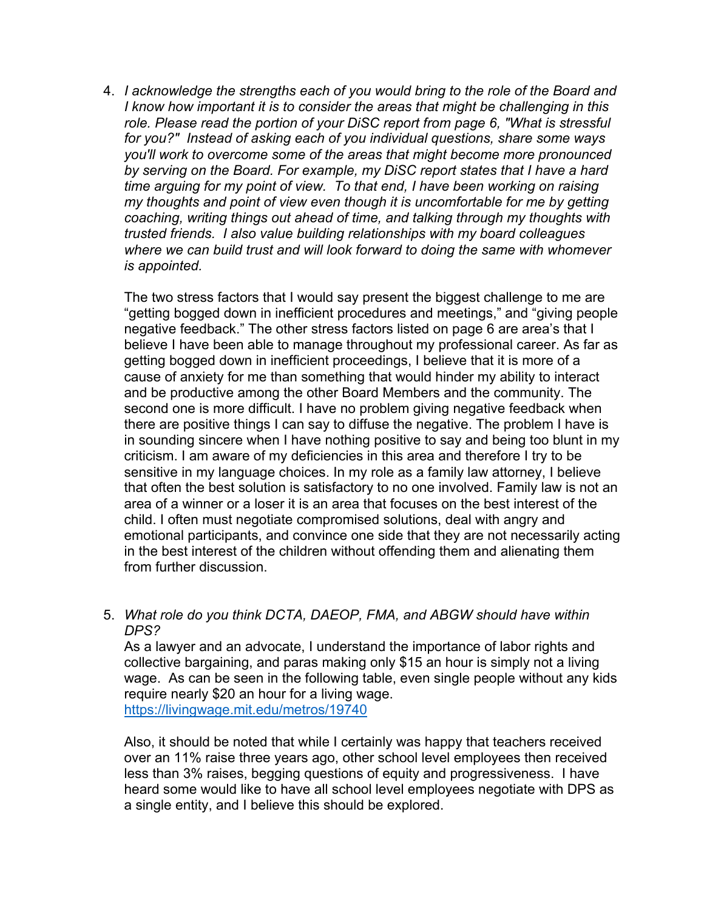4. *I acknowledge the strengths each of you would bring to the role of the Board and I know how important it is to consider the areas that might be challenging in this role. Please read the portion of your DiSC report from page 6, "What is stressful for you?" Instead of asking each of you individual questions, share some ways you'll work to overcome some of the areas that might become more pronounced by serving on the Board. For example, my DiSC report states that I have a hard time arguing for my point of view. To that end, I have been working on raising my thoughts and point of view even though it is uncomfortable for me by getting coaching, writing things out ahead of time, and talking through my thoughts with trusted friends. I also value building relationships with my board colleagues where we can build trust and will look forward to doing the same with whomever is appointed.*

   The two stress factors that I would say present the biggest challenge to me are "getting bogged down in inefficient procedures and meetings," and "giving people negative feedback." The other stress factors listed on page 6 are area's that I believe I have been able to manage throughout my professional career. As far as getting bogged down in inefficient proceedings, I believe that it is more of a cause of anxiety for me than something that would hinder my ability to interact and be productive among the other Board Members and the community. The second one is more difficult. I have no problem giving negative feedback when there are positive things I can say to diffuse the negative. The problem I have is in sounding sincere when I have nothing positive to say and being too blunt in my criticism. I am aware of my deficiencies in this area and therefore I try to be sensitive in my language choices. In my role as a family law attorney, I believe that often the best solution is satisfactory to no one involved. Family law is not an area of a winner or a loser it is an area that focuses on the best interest of the child. I often must negotiate compromised solutions, deal with angry and emotional participants, and convince one side that they are not necessarily acting in the best interest of the children without offending them and alienating them from further discussion.

5. *What role do you think DCTA, DAEOP, FMA, and ABGW should have within DPS?*

   As a lawyer and an advocate, I understand the importance of labor rights and collective bargaining, and paras making only $15 an hour is simply not a living wage. As can be seen in the following table, even single people without any kids require nearly $20 an hour for a living wage.
   https://livingwage.mit.edu/metros/19740

   Also, it should be noted that while I certainly was happy that teachers received over an 11% raise three years ago, other school level employees then received less than 3% raises, begging questions of equity and progressiveness. I have heard some would like to have all school level employees negotiate with DPS as a single entity, and I believe this should be explored.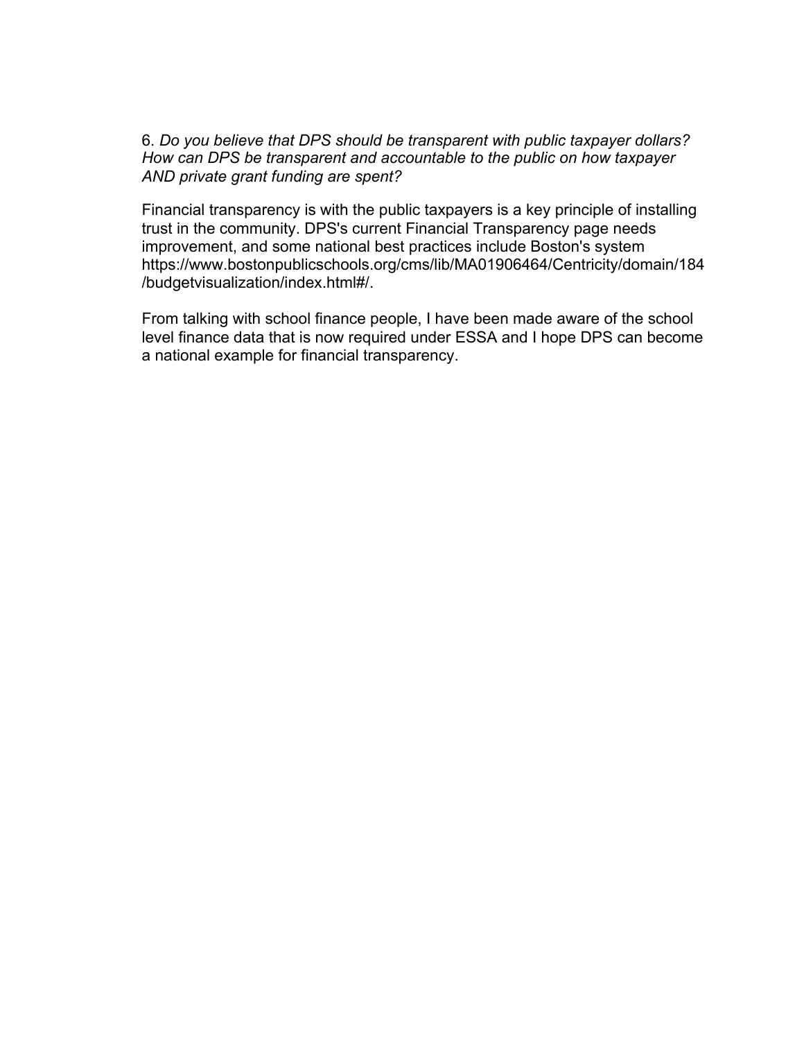6. *Do you believe that DPS should be transparent with public taxpayer dollars? How can DPS be transparent and accountable to the public on how taxpayer AND private grant funding are spent?*

Financial transparency is with the public taxpayers is a key principle of installing trust in the community. DPS's current Financial Transparency page needs improvement, and some national best practices include Boston's system https://www.bostonpublicschools.org/cms/lib/MA01906464/Centricity/domain/184/budgetvisualization/index.html#/.

From talking with school finance people, I have been made aware of the school level finance data that is now required under ESSA and I hope DPS can become a national example for financial transparency.